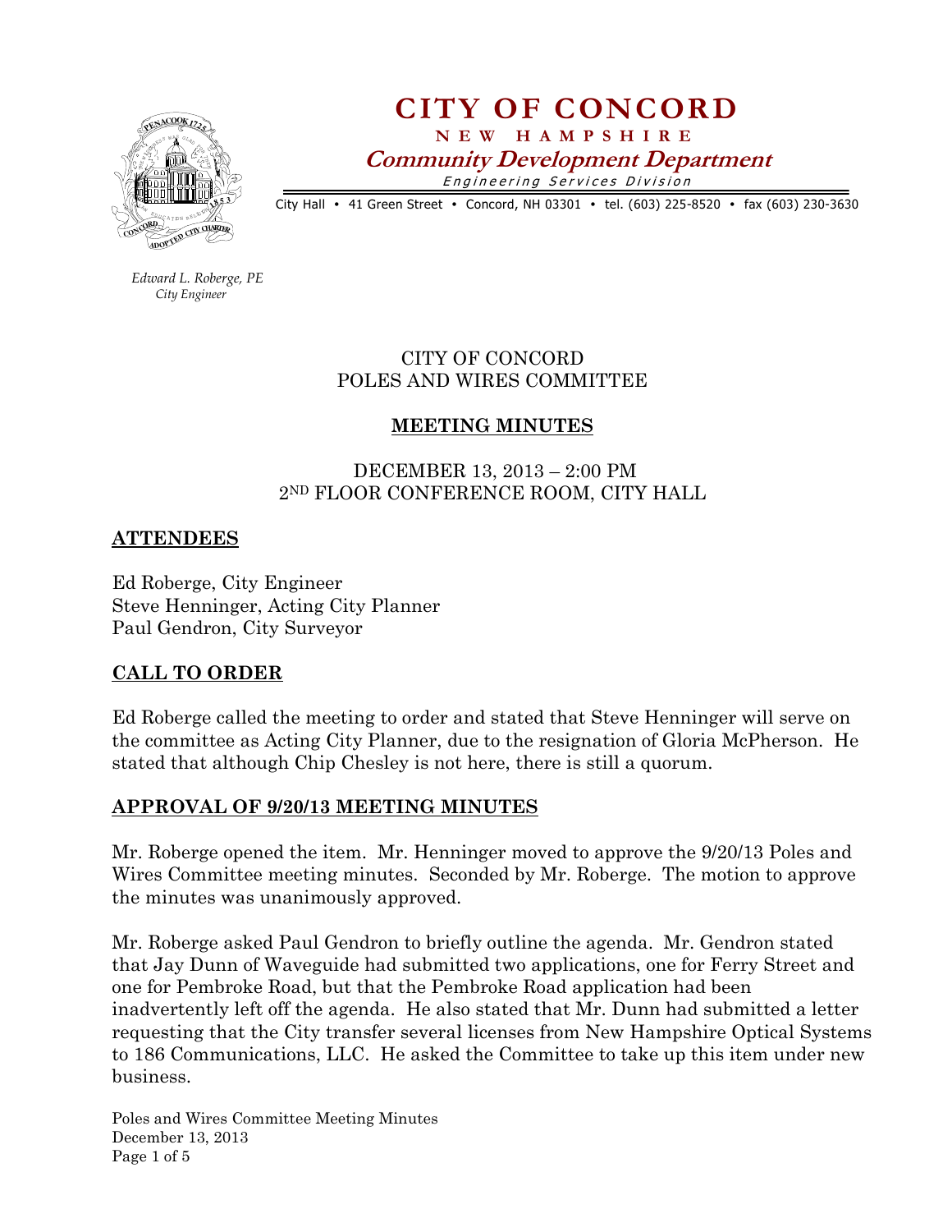# CITY OF CONCORD

**NEW HAMPSHIRE**

***Community Development Department***

*Engineering Services Division*

City Hall • 41 Green Street • Concord, NH 03301 • tel. (603) 225-8520 • fax (603) 230-3630

*Edward L. Roberge, PE*
*City Engineer*

CITY OF CONCORD
POLES AND WIRES COMMITTEE

## MEETING MINUTES

DECEMBER 13, 2013 – 2:00 PM
2ND FLOOR CONFERENCE ROOM, CITY HALL

## ATTENDEES

Ed Roberge, City Engineer
Steve Henninger, Acting City Planner
Paul Gendron, City Surveyor

## CALL TO ORDER

Ed Roberge called the meeting to order and stated that Steve Henninger will serve on the committee as Acting City Planner, due to the resignation of Gloria McPherson. He stated that although Chip Chesley is not here, there is still a quorum.

## APPROVAL OF 9/20/13 MEETING MINUTES

Mr. Roberge opened the item. Mr. Henninger moved to approve the 9/20/13 Poles and Wires Committee meeting minutes. Seconded by Mr. Roberge. The motion to approve the minutes was unanimously approved.

Mr. Roberge asked Paul Gendron to briefly outline the agenda. Mr. Gendron stated that Jay Dunn of Waveguide had submitted two applications, one for Ferry Street and one for Pembroke Road, but that the Pembroke Road application had been inadvertently left off the agenda. He also stated that Mr. Dunn had submitted a letter requesting that the City transfer several licenses from New Hampshire Optical Systems to 186 Communications, LLC. He asked the Committee to take up this item under new business.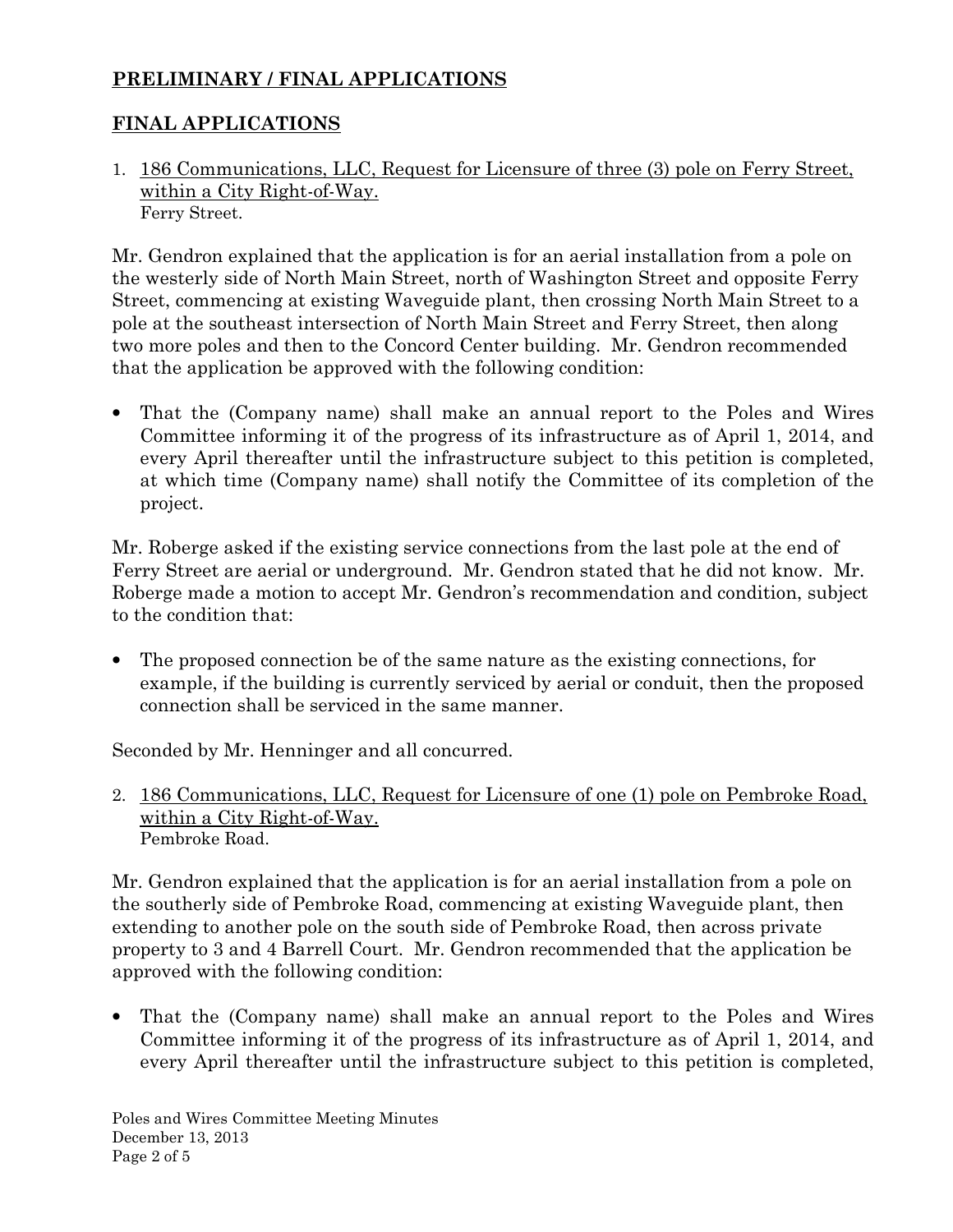## PRELIMINARY / FINAL APPLICATIONS

## FINAL APPLICATIONS

1. 186 Communications, LLC, Request for Licensure of three (3) pole on Ferry Street, within a City Right-of-Way.
   Ferry Street.

Mr. Gendron explained that the application is for an aerial installation from a pole on the westerly side of North Main Street, north of Washington Street and opposite Ferry Street, commencing at existing Waveguide plant, then crossing North Main Street to a pole at the southeast intersection of North Main Street and Ferry Street, then along two more poles and then to the Concord Center building. Mr. Gendron recommended that the application be approved with the following condition:

- That the (Company name) shall make an annual report to the Poles and Wires Committee informing it of the progress of its infrastructure as of April 1, 2014, and every April thereafter until the infrastructure subject to this petition is completed, at which time (Company name) shall notify the Committee of its completion of the project.

Mr. Roberge asked if the existing service connections from the last pole at the end of Ferry Street are aerial or underground. Mr. Gendron stated that he did not know. Mr. Roberge made a motion to accept Mr. Gendron's recommendation and condition, subject to the condition that:

- The proposed connection be of the same nature as the existing connections, for example, if the building is currently serviced by aerial or conduit, then the proposed connection shall be serviced in the same manner.

Seconded by Mr. Henninger and all concurred.

2. 186 Communications, LLC, Request for Licensure of one (1) pole on Pembroke Road, within a City Right-of-Way.
   Pembroke Road.

Mr. Gendron explained that the application is for an aerial installation from a pole on the southerly side of Pembroke Road, commencing at existing Waveguide plant, then extending to another pole on the south side of Pembroke Road, then across private property to 3 and 4 Barrell Court. Mr. Gendron recommended that the application be approved with the following condition:

- That the (Company name) shall make an annual report to the Poles and Wires Committee informing it of the progress of its infrastructure as of April 1, 2014, and every April thereafter until the infrastructure subject to this petition is completed,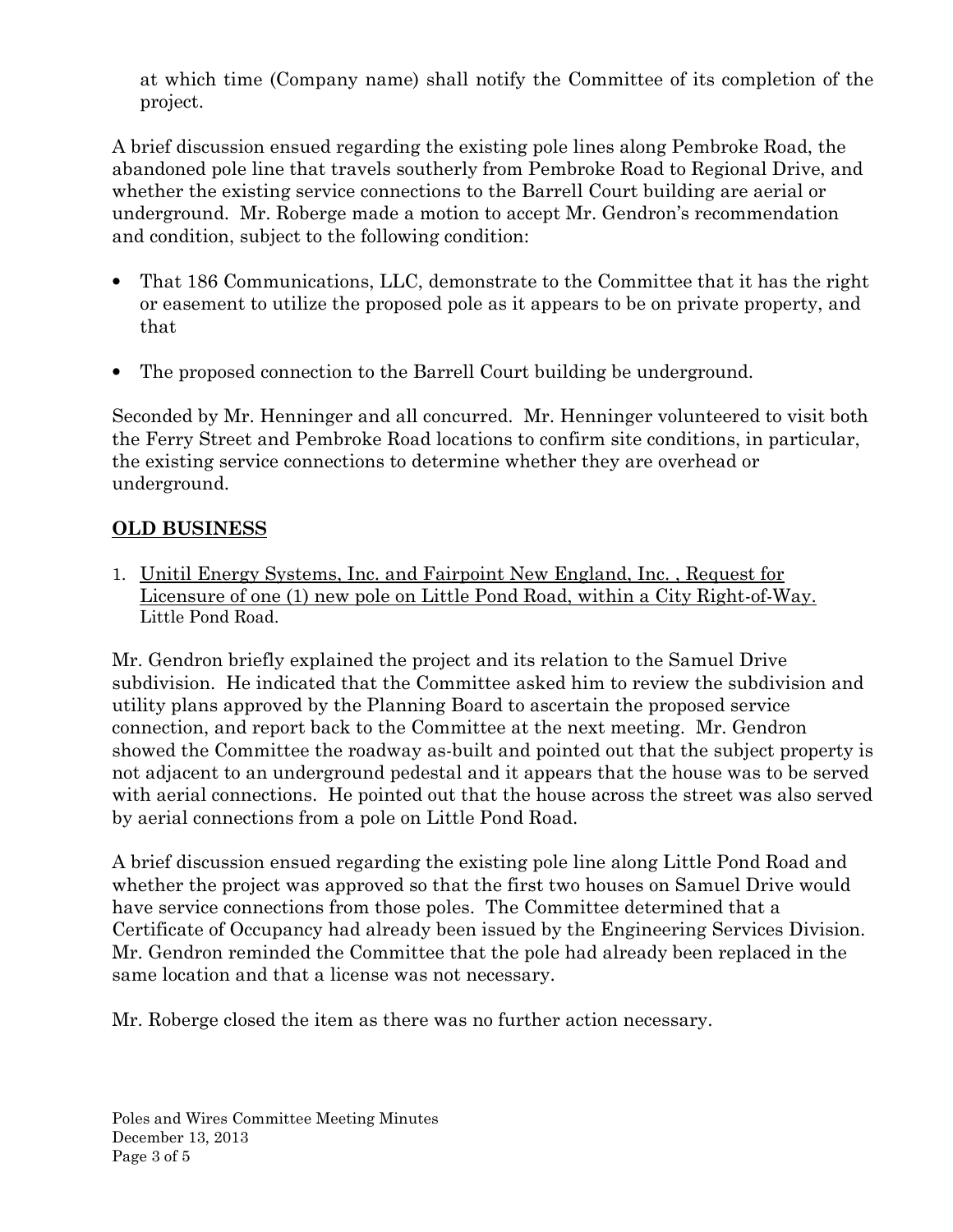at which time (Company name) shall notify the Committee of its completion of the project.

A brief discussion ensued regarding the existing pole lines along Pembroke Road, the abandoned pole line that travels southerly from Pembroke Road to Regional Drive, and whether the existing service connections to the Barrell Court building are aerial or underground. Mr. Roberge made a motion to accept Mr. Gendron's recommendation and condition, subject to the following condition:

- That 186 Communications, LLC, demonstrate to the Committee that it has the right or easement to utilize the proposed pole as it appears to be on private property, and that
- The proposed connection to the Barrell Court building be underground.

Seconded by Mr. Henninger and all concurred. Mr. Henninger volunteered to visit both the Ferry Street and Pembroke Road locations to confirm site conditions, in particular, the existing service connections to determine whether they are overhead or underground.

## OLD BUSINESS

1. Unitil Energy Systems, Inc. and Fairpoint New England, Inc. , Request for Licensure of one (1) new pole on Little Pond Road, within a City Right-of-Way. Little Pond Road.

Mr. Gendron briefly explained the project and its relation to the Samuel Drive subdivision. He indicated that the Committee asked him to review the subdivision and utility plans approved by the Planning Board to ascertain the proposed service connection, and report back to the Committee at the next meeting. Mr. Gendron showed the Committee the roadway as-built and pointed out that the subject property is not adjacent to an underground pedestal and it appears that the house was to be served with aerial connections. He pointed out that the house across the street was also served by aerial connections from a pole on Little Pond Road.

A brief discussion ensued regarding the existing pole line along Little Pond Road and whether the project was approved so that the first two houses on Samuel Drive would have service connections from those poles. The Committee determined that a Certificate of Occupancy had already been issued by the Engineering Services Division. Mr. Gendron reminded the Committee that the pole had already been replaced in the same location and that a license was not necessary.

Mr. Roberge closed the item as there was no further action necessary.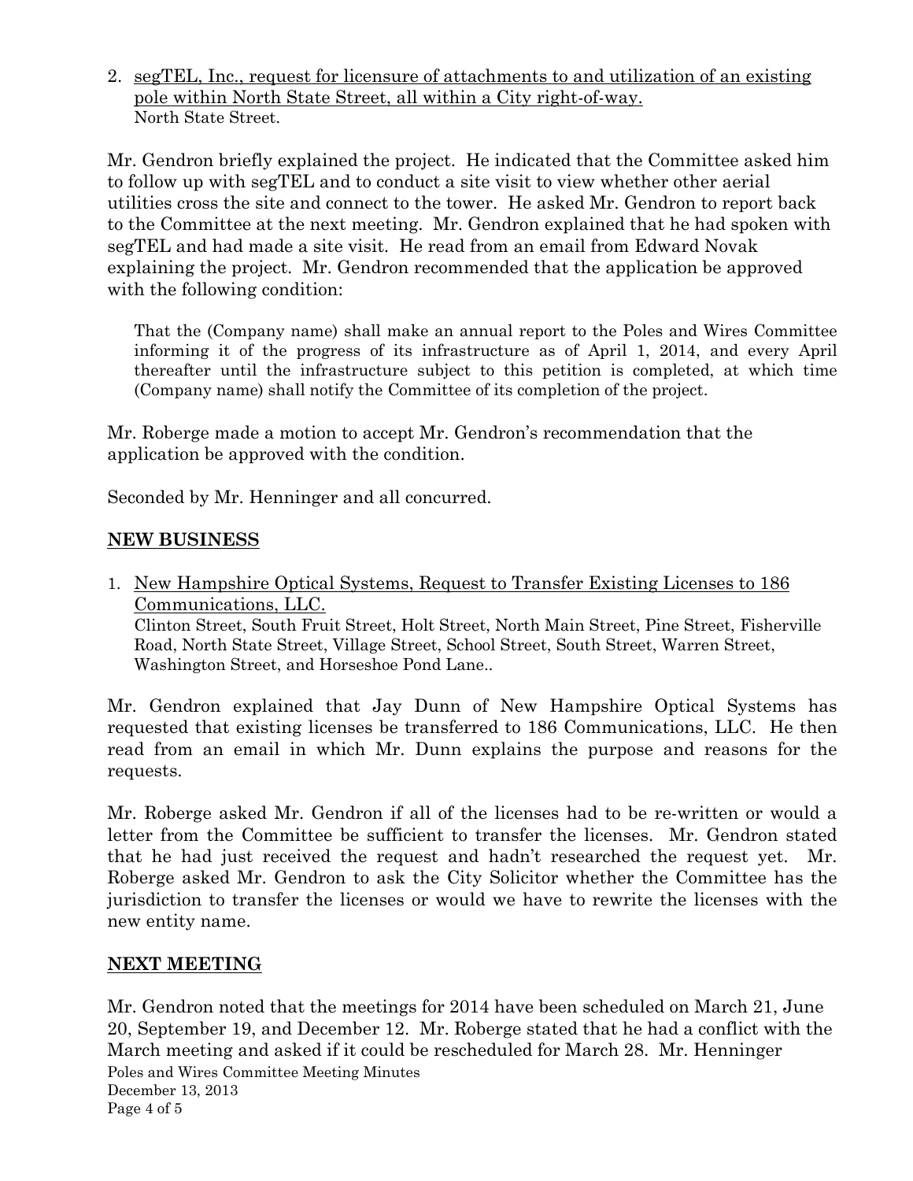2. <u>segTEL, Inc., request for licensure of attachments to and utilization of an existing pole within North State Street, all within a City right-of-way.</u>
   North State Street.

Mr. Gendron briefly explained the project. He indicated that the Committee asked him to follow up with segTEL and to conduct a site visit to view whether other aerial utilities cross the site and connect to the tower. He asked Mr. Gendron to report back to the Committee at the next meeting. Mr. Gendron explained that he had spoken with segTEL and had made a site visit. He read from an email from Edward Novak explaining the project. Mr. Gendron recommended that the application be approved with the following condition:

> That the (Company name) shall make an annual report to the Poles and Wires Committee informing it of the progress of its infrastructure as of April 1, 2014, and every April thereafter until the infrastructure subject to this petition is completed, at which time (Company name) shall notify the Committee of its completion of the project.

Mr. Roberge made a motion to accept Mr. Gendron's recommendation that the application be approved with the condition.

Seconded by Mr. Henninger and all concurred.

## NEW BUSINESS

1. <u>New Hampshire Optical Systems, Request to Transfer Existing Licenses to 186 Communications, LLC.</u>
   Clinton Street, South Fruit Street, Holt Street, North Main Street, Pine Street, Fisherville Road, North State Street, Village Street, School Street, South Street, Warren Street, Washington Street, and Horseshoe Pond Lane..

Mr. Gendron explained that Jay Dunn of New Hampshire Optical Systems has requested that existing licenses be transferred to 186 Communications, LLC. He then read from an email in which Mr. Dunn explains the purpose and reasons for the requests.

Mr. Roberge asked Mr. Gendron if all of the licenses had to be re-written or would a letter from the Committee be sufficient to transfer the licenses. Mr. Gendron stated that he had just received the request and hadn't researched the request yet. Mr. Roberge asked Mr. Gendron to ask the City Solicitor whether the Committee has the jurisdiction to transfer the licenses or would we have to rewrite the licenses with the new entity name.

## NEXT MEETING

Mr. Gendron noted that the meetings for 2014 have been scheduled on March 21, June 20, September 19, and December 12. Mr. Roberge stated that he had a conflict with the March meeting and asked if it could be rescheduled for March 28. Mr. Henninger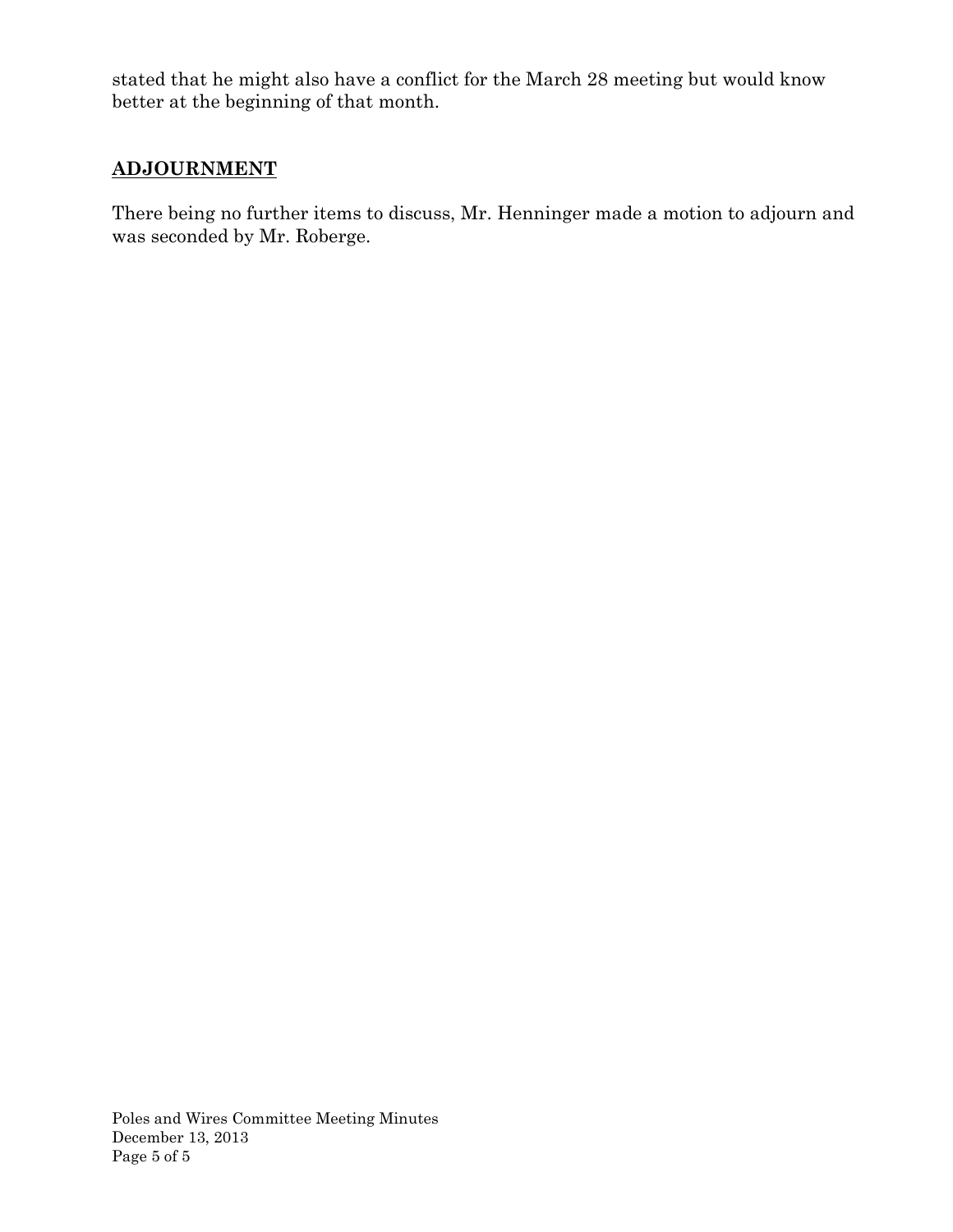stated that he might also have a conflict for the March 28 meeting but would know better at the beginning of that month.

## ADJOURNMENT

There being no further items to discuss, Mr. Henninger made a motion to adjourn and was seconded by Mr. Roberge.